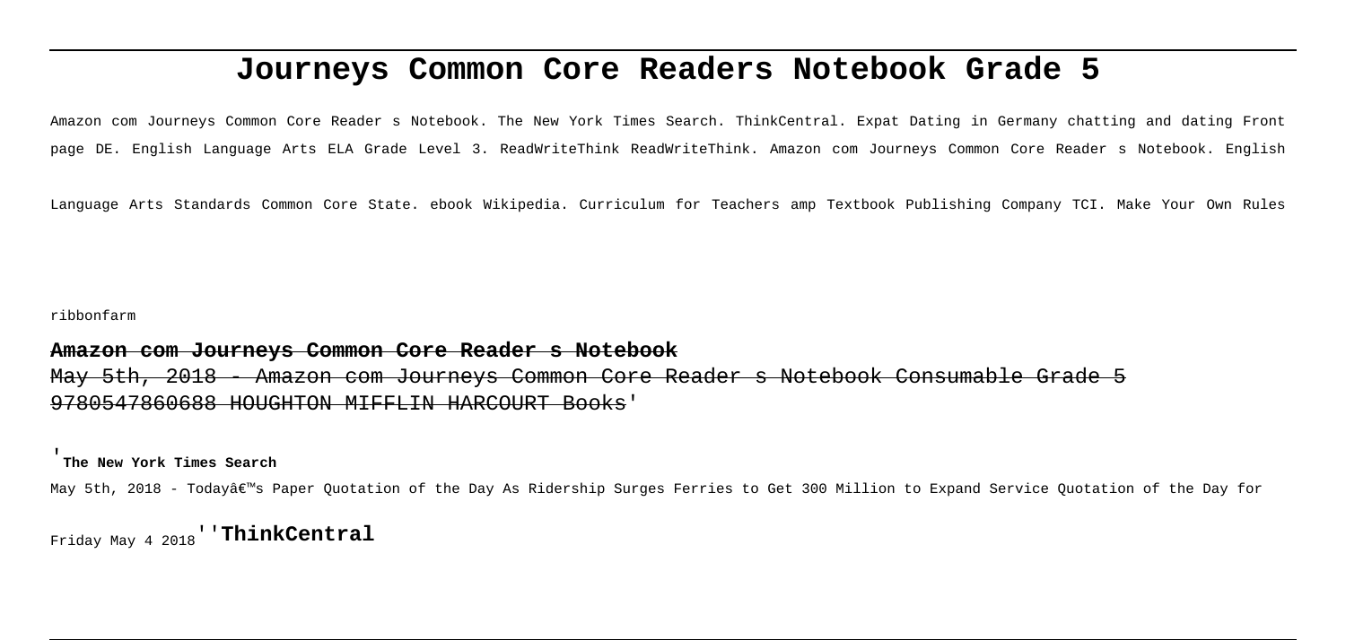# Journeys Common Core Readers Notebook Grade 5

Amazon com Journeys Common Core Reader s Notebook. The New York Times Search. ThinkCentral. Expat Dating in Germany chatting and dating Front page DE. English Language Arts ELA Grade Level 3. ReadWriteThink ReadWriteThink. Amazon com Journeys Common Core Reader s Notebook. English Language Arts Standards Common Core State. ebook Wikipedia. Curriculum for Teachers amp Textbook Publishing Company TCI. Make Your Own Rules ribbonfarm

**Amazon com Journeys Common Core Reader s Notebook**

~~May 5th, 2018 - Amazon com Journeys Common Core Reader s Notebook Consumable Grade 5 9780547860688 HOUGHTON MIFFLIN HARCOURT Books'~~

'**The New York Times Search**

May 5th, 2018 - Todayâ€™s Paper Quotation of the Day As Ridership Surges Ferries to Get 300 Million to Expand Service Quotation of the Day for Friday May 4 2018''**ThinkCentral**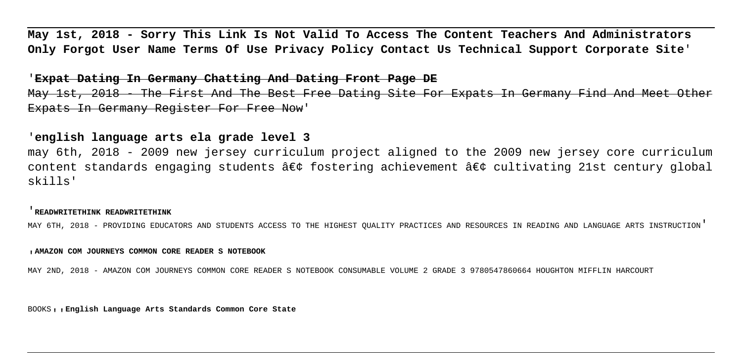May 1st, 2018 - Sorry This Link Is Not Valid To Access The Content Teachers And Administrators Only Forgot User Name Terms Of Use Privacy Policy Contact Us Technical Support Corporate Site'

'**Expat Dating In Germany Chatting And Dating Front Page DE**

May 1st, 2018 - The First And The Best Free Dating Site For Expats In Germany Find And Meet Other Expats In Germany Register For Free Now'

'**english language arts ela grade level 3**

may 6th, 2018 - 2009 new jersey curriculum project aligned to the 2009 new jersey core curriculum content standards engaging students â€¢ fostering achievement â€¢ cultivating 21st century global skills'

'**READWRITETHINK READWRITETHINK**

MAY 6TH, 2018 - PROVIDING EDUCATORS AND STUDENTS ACCESS TO THE HIGHEST QUALITY PRACTICES AND RESOURCES IN READING AND LANGUAGE ARTS INSTRUCTION'

'**AMAZON COM JOURNEYS COMMON CORE READER S NOTEBOOK**

MAY 2ND, 2018 - AMAZON COM JOURNEYS COMMON CORE READER S NOTEBOOK CONSUMABLE VOLUME 2 GRADE 3 9780547860664 HOUGHTON MIFFLIN HARCOURT BOOKS''**English Language Arts Standards Common Core State**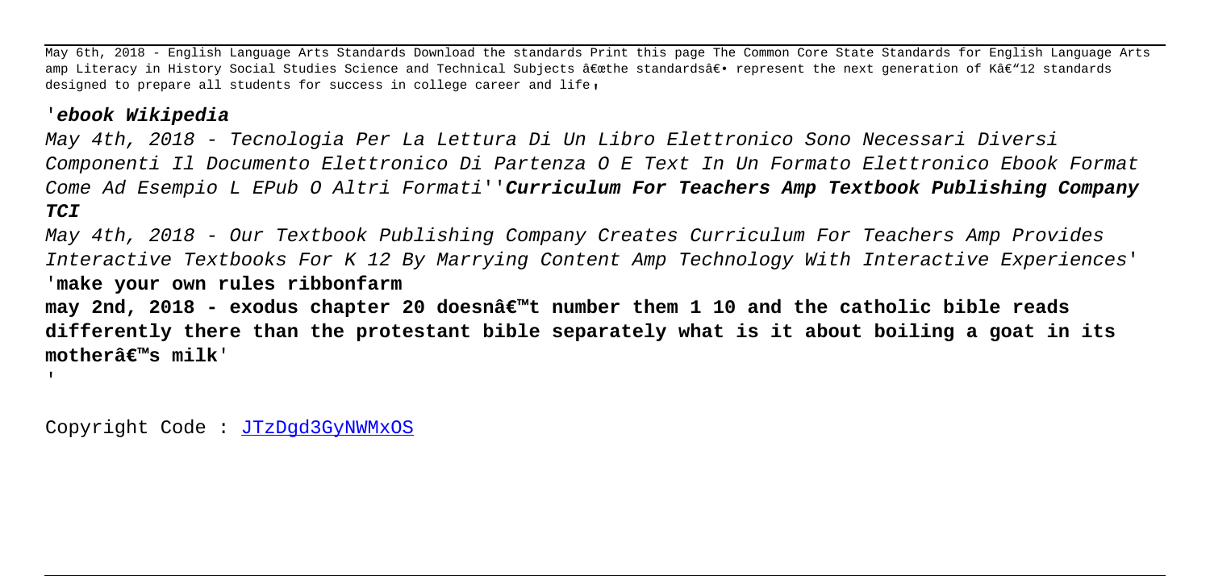May 6th, 2018 - English Language Arts Standards Download the standards Print this page The Common Core State Standards for English Language Arts amp Literacy in History Social Studies Science and Technical Subjects â€œthe standardsâ€• represent the next generation of Kâ€"12 standards designed to prepare all students for success in college career and life,

'***ebook Wikipedia***

*May 4th, 2018 - Tecnologia Per La Lettura Di Un Libro Elettronico Sono Necessari Diversi Componenti Il Documento Elettronico Di Partenza O E Text In Un Formato Elettronico Ebook Format Come Ad Esempio L EPub O Altri Formati*''***Curriculum For Teachers Amp Textbook Publishing Company TCI***

*May 4th, 2018 - Our Textbook Publishing Company Creates Curriculum For Teachers Amp Provides Interactive Textbooks For K 12 By Marrying Content Amp Technology With Interactive Experiences*'

'**make your own rules ribbonfarm**

**may 2nd, 2018 - exodus chapter 20 doesnâ€™t number them 1 10 and the catholic bible reads differently there than the protestant bible separately what is it about boiling a goat in its motherâ€™s milk**'

'

Copyright Code : JTzDgd3GyNWMxOS